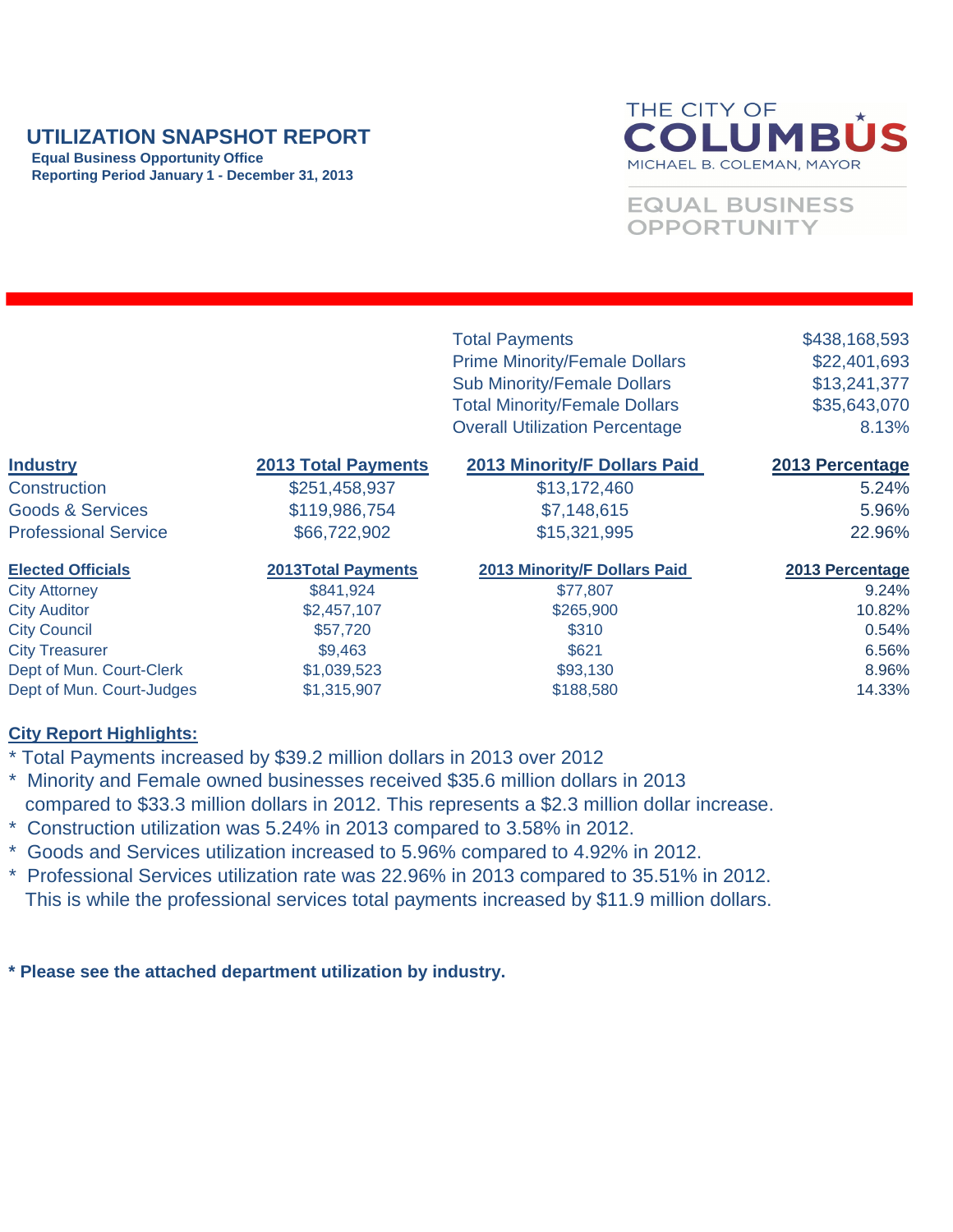# UTILIZATION SNAPSHOT REPORT

**Equal Business Opportunity Office**
**Reporting Period January 1 - December 31, 2013**

THE CITY OF COLUMBUS
MICHAEL B. COLEMAN, MAYOR

EQUAL BUSINESS OPPORTUNITY

| | |
|---|---|
| Total Payments | $438,168,593 |
| Prime Minority/Female Dollars | $22,401,693 |
| Sub Minority/Female Dollars | $13,241,377 |
| Total Minority/Female Dollars | $35,643,070 |
| Overall Utilization Percentage | 8.13% |

| Industry | 2013 Total Payments | 2013 Minority/F Dollars Paid | 2013 Percentage |
|---|---|---|---|
| Construction | $251,458,937 | $13,172,460 | 5.24% |
| Goods & Services | $119,986,754 | $7,148,615 | 5.96% |
| Professional Service | $66,722,902 | $15,321,995 | 22.96% |

| Elected Officials | 2013Total Payments | 2013 Minority/F Dollars Paid | 2013 Percentage |
|---|---|---|---|
| City Attorney | $841,924 | $77,807 | 9.24% |
| City Auditor | $2,457,107 | $265,900 | 10.82% |
| City Council | $57,720 | $310 | 0.54% |
| City Treasurer | $9,463 | $621 | 6.56% |
| Dept of Mun. Court-Clerk | $1,039,523 | $93,130 | 8.96% |
| Dept of Mun. Court-Judges | $1,315,907 | $188,580 | 14.33% |

## City Report Highlights:

* Total Payments increased by $39.2 million dollars in 2013 over 2012
* Minority and Female owned businesses received $35.6 million dollars in 2013 compared to $33.3 million dollars in 2012. This represents a $2.3 million dollar increase.
* Construction utilization was 5.24% in 2013 compared to 3.58% in 2012.
* Goods and Services utilization increased to 5.96% compared to 4.92% in 2012.
* Professional Services utilization rate was 22.96% in 2013 compared to 35.51% in 2012. This is while the professional services total payments increased by $11.9 million dollars.

**\* Please see the attached department utilization by industry.**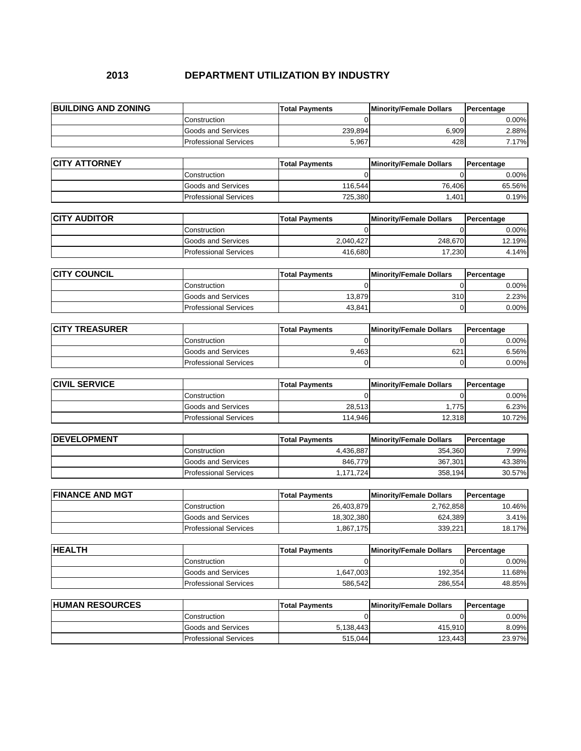# 2013 DEPARTMENT UTILIZATION BY INDUSTRY

| BUILDING AND ZONING | | Total Payments | Minority/Female Dollars | Percentage |
|---|---|---|---|---|
| | Construction | 0 | 0 | 0.00% |
| | Goods and Services | 239,894 | 6,909 | 2.88% |
| | Professional Services | 5,967 | 428 | 7.17% |

| CITY ATTORNEY | | Total Payments | Minority/Female Dollars | Percentage |
|---|---|---|---|---|
| | Construction | 0 | 0 | 0.00% |
| | Goods and Services | 116,544 | 76,406 | 65.56% |
| | Professional Services | 725,380 | 1,401 | 0.19% |

| CITY AUDITOR | | Total Payments | Minority/Female Dollars | Percentage |
|---|---|---|---|---|
| | Construction | 0 | 0 | 0.00% |
| | Goods and Services | 2,040,427 | 248,670 | 12.19% |
| | Professional Services | 416,680 | 17,230 | 4.14% |

| CITY COUNCIL | | Total Payments | Minority/Female Dollars | Percentage |
|---|---|---|---|---|
| | Construction | 0 | 0 | 0.00% |
| | Goods and Services | 13,879 | 310 | 2.23% |
| | Professional Services | 43,841 | 0 | 0.00% |

| CITY TREASURER | | Total Payments | Minority/Female Dollars | Percentage |
|---|---|---|---|---|
| | Construction | 0 | 0 | 0.00% |
| | Goods and Services | 9,463 | 621 | 6.56% |
| | Professional Services | 0 | 0 | 0.00% |

| CIVIL SERVICE | | Total Payments | Minority/Female Dollars | Percentage |
|---|---|---|---|---|
| | Construction | 0 | 0 | 0.00% |
| | Goods and Services | 28,513 | 1,775 | 6.23% |
| | Professional Services | 114,946 | 12,318 | 10.72% |

| DEVELOPMENT | | Total Payments | Minority/Female Dollars | Percentage |
|---|---|---|---|---|
| | Construction | 4,436,887 | 354,360 | 7.99% |
| | Goods and Services | 846,779 | 367,301 | 43.38% |
| | Professional Services | 1,171,724 | 358,194 | 30.57% |

| FINANCE AND MGT | | Total Payments | Minority/Female Dollars | Percentage |
|---|---|---|---|---|
| | Construction | 26,403,879 | 2,762,858 | 10.46% |
| | Goods and Services | 18,302,380 | 624,389 | 3.41% |
| | Professional Services | 1,867,175 | 339,221 | 18.17% |

| HEALTH | | Total Payments | Minority/Female Dollars | Percentage |
|---|---|---|---|---|
| | Construction | 0 | 0 | 0.00% |
| | Goods and Services | 1,647,003 | 192,354 | 11.68% |
| | Professional Services | 586,542 | 286,554 | 48.85% |

| HUMAN RESOURCES | | Total Payments | Minority/Female Dollars | Percentage |
|---|---|---|---|---|
| | Construction | 0 | 0 | 0.00% |
| | Goods and Services | 5,138,443 | 415,910 | 8.09% |
| | Professional Services | 515,044 | 123,443 | 23.97% |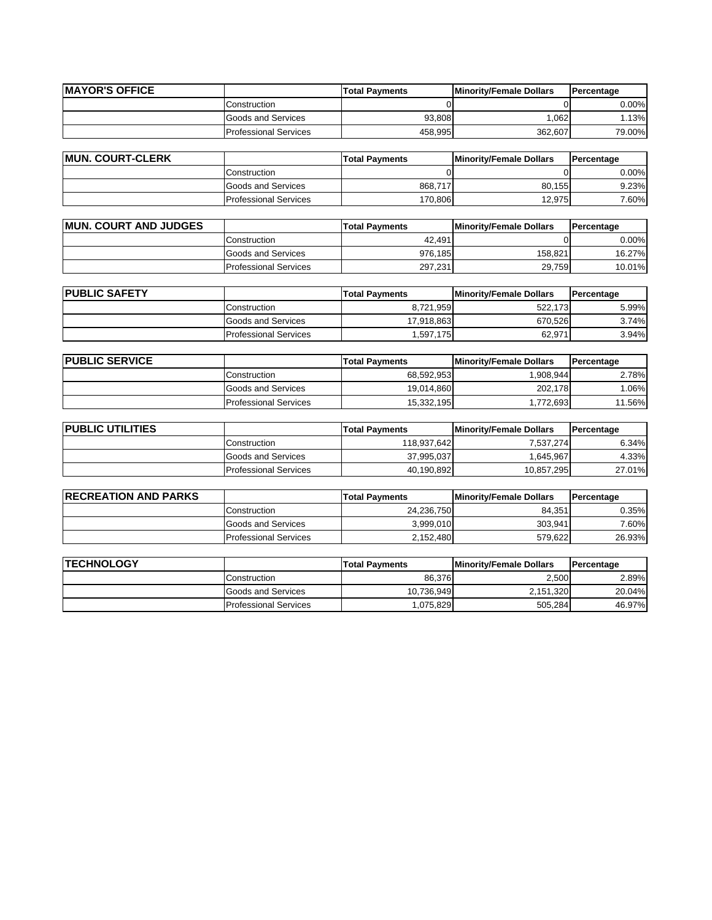| MAYOR'S OFFICE | | Total Payments | Minority/Female Dollars | Percentage |
|---|---|---|---|---|
| | Construction | 0 | 0 | 0.00% |
| | Goods and Services | 93,808 | 1,062 | 1.13% |
| | Professional Services | 458,995 | 362,607 | 79.00% |

| MUN. COURT-CLERK | | Total Payments | Minority/Female Dollars | Percentage |
|---|---|---|---|---|
| | Construction | 0 | 0 | 0.00% |
| | Goods and Services | 868,717 | 80,155 | 9.23% |
| | Professional Services | 170,806 | 12,975 | 7.60% |

| MUN. COURT AND JUDGES | | Total Payments | Minority/Female Dollars | Percentage |
|---|---|---|---|---|
| | Construction | 42,491 | 0 | 0.00% |
| | Goods and Services | 976,185 | 158,821 | 16.27% |
| | Professional Services | 297,231 | 29,759 | 10.01% |

| PUBLIC SAFETY | | Total Payments | Minority/Female Dollars | Percentage |
|---|---|---|---|---|
| | Construction | 8,721,959 | 522,173 | 5.99% |
| | Goods and Services | 17,918,863 | 670,526 | 3.74% |
| | Professional Services | 1,597,175 | 62,971 | 3.94% |

| PUBLIC SERVICE | | Total Payments | Minority/Female Dollars | Percentage |
|---|---|---|---|---|
| | Construction | 68,592,953 | 1,908,944 | 2.78% |
| | Goods and Services | 19,014,860 | 202,178 | 1.06% |
| | Professional Services | 15,332,195 | 1,772,693 | 11.56% |

| PUBLIC UTILITIES | | Total Payments | Minority/Female Dollars | Percentage |
|---|---|---|---|---|
| | Construction | 118,937,642 | 7,537,274 | 6.34% |
| | Goods and Services | 37,995,037 | 1,645,967 | 4.33% |
| | Professional Services | 40,190,892 | 10,857,295 | 27.01% |

| RECREATION AND PARKS | | Total Payments | Minority/Female Dollars | Percentage |
|---|---|---|---|---|
| | Construction | 24,236,750 | 84,351 | 0.35% |
| | Goods and Services | 3,999,010 | 303,941 | 7.60% |
| | Professional Services | 2,152,480 | 579,622 | 26.93% |

| TECHNOLOGY | | Total Payments | Minority/Female Dollars | Percentage |
|---|---|---|---|---|
| | Construction | 86,376 | 2,500 | 2.89% |
| | Goods and Services | 10,736,949 | 2,151,320 | 20.04% |
| | Professional Services | 1,075,829 | 505,284 | 46.97% |